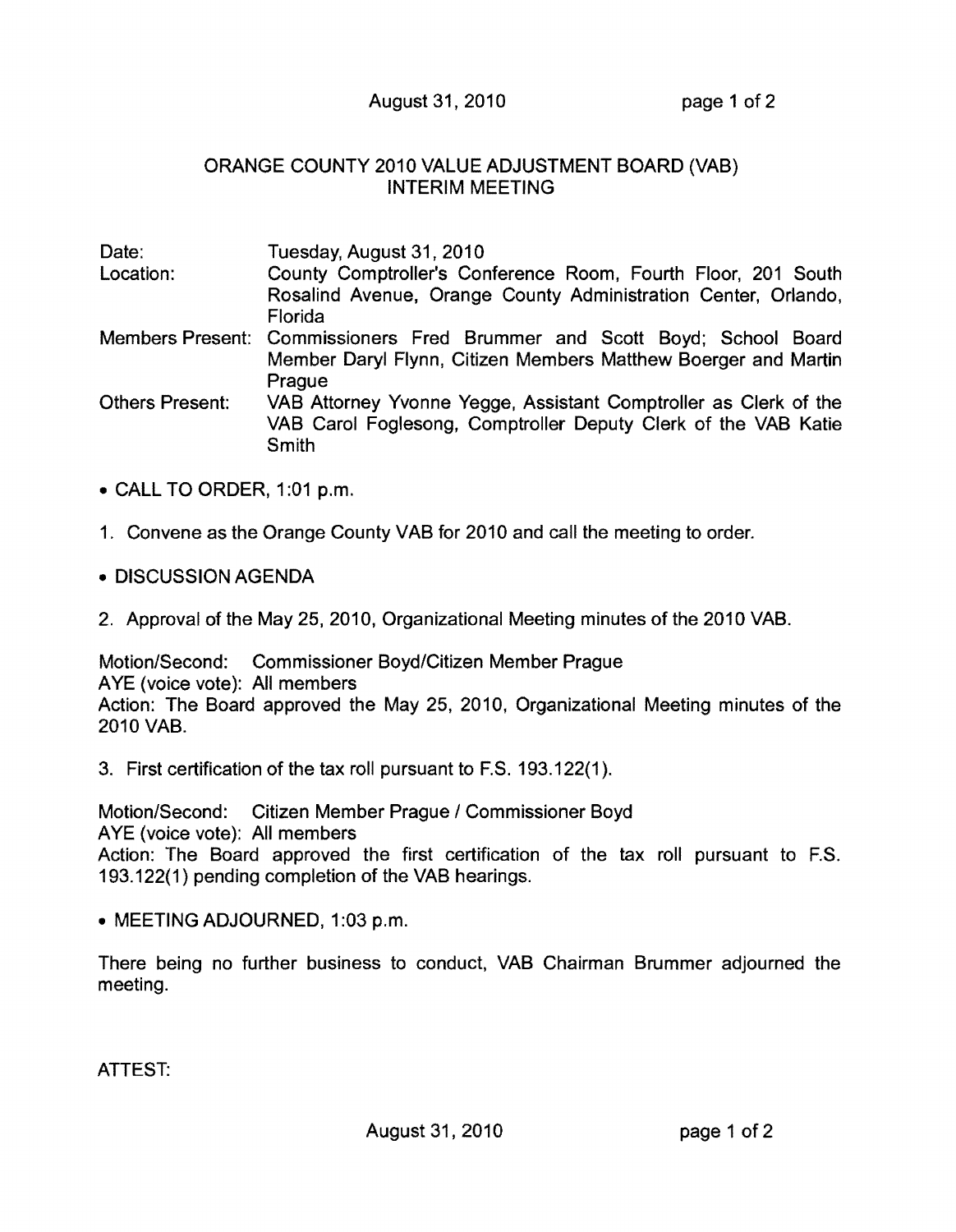# ORANGE COUNTY 2010 VALUE ADJUSTMENT BOARD (VAB) INTERIM MEETING

**Date:** Tuesday, August 31, 2010

**Location:** County Comptroller's Conference Room, Fourth Floor, 201 South Rosalind Avenue, Orange County Administration Center, Orlando, Florida

**Members Present:** Commissioners Fred Brummer and Scott Boyd; School Board Member Daryl Flynn, Citizen Members Matthew Boerger and Martin Prague

**Others Present:** VAB Attorney Yvonne Yegge, Assistant Comptroller as Clerk of the VAB Carol Foglesong, Comptroller Deputy Clerk of the VAB Katie Smith

- CALL TO ORDER, 1:01 p.m.

1. Convene as the Orange County VAB for 2010 and call the meeting to order.

- DISCUSSION AGENDA

2. Approval of the May 25, 2010, Organizational Meeting minutes of the 2010 VAB.

Motion/Second: Commissioner Boyd/Citizen Member Prague
AYE (voice vote): All members
Action: The Board approved the May 25, 2010, Organizational Meeting minutes of the 2010 VAB.

3. First certification of the tax roll pursuant to F.S. 193.122(1).

Motion/Second: Citizen Member Prague / Commissioner Boyd
AYE (voice vote): All members
Action: The Board approved the first certification of the tax roll pursuant to F.S. 193.122(1) pending completion of the VAB hearings.

- MEETING ADJOURNED, 1:03 p.m.

There being no further business to conduct, VAB Chairman Brummer adjourned the meeting.

ATTEST: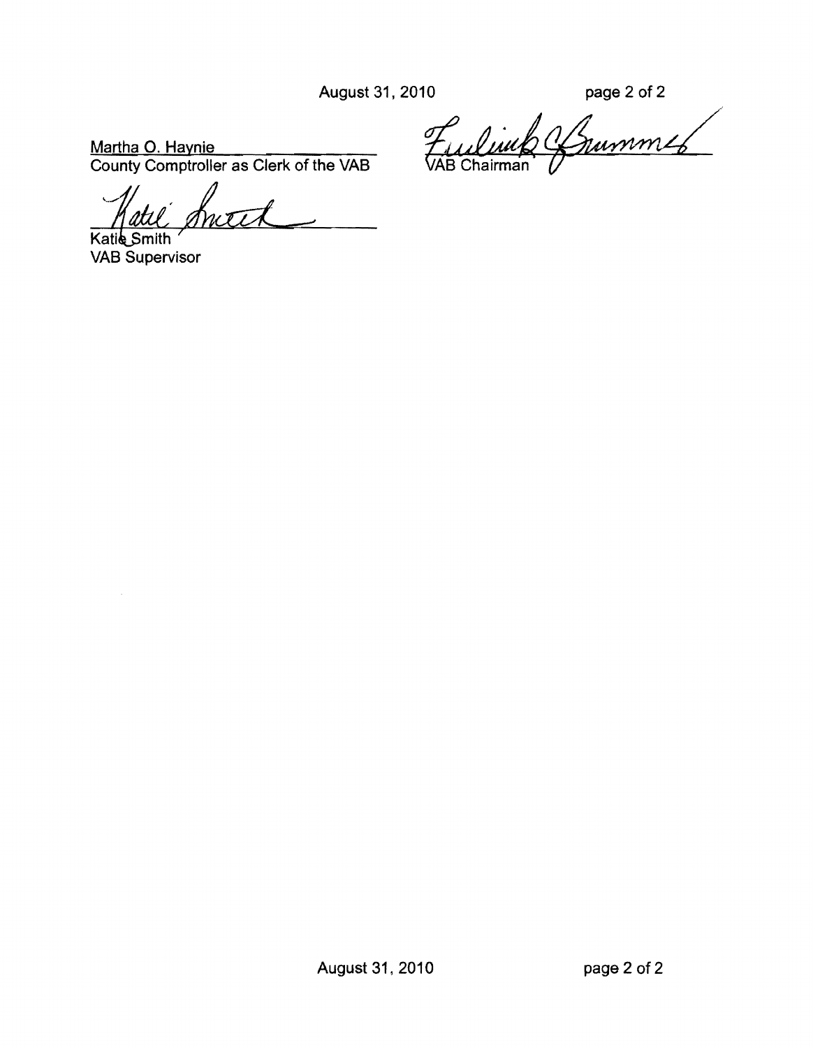Martha O. Haynie
County Comptroller as Clerk of the VAB

VAB Chairman

Katie Smith
VAB Supervisor